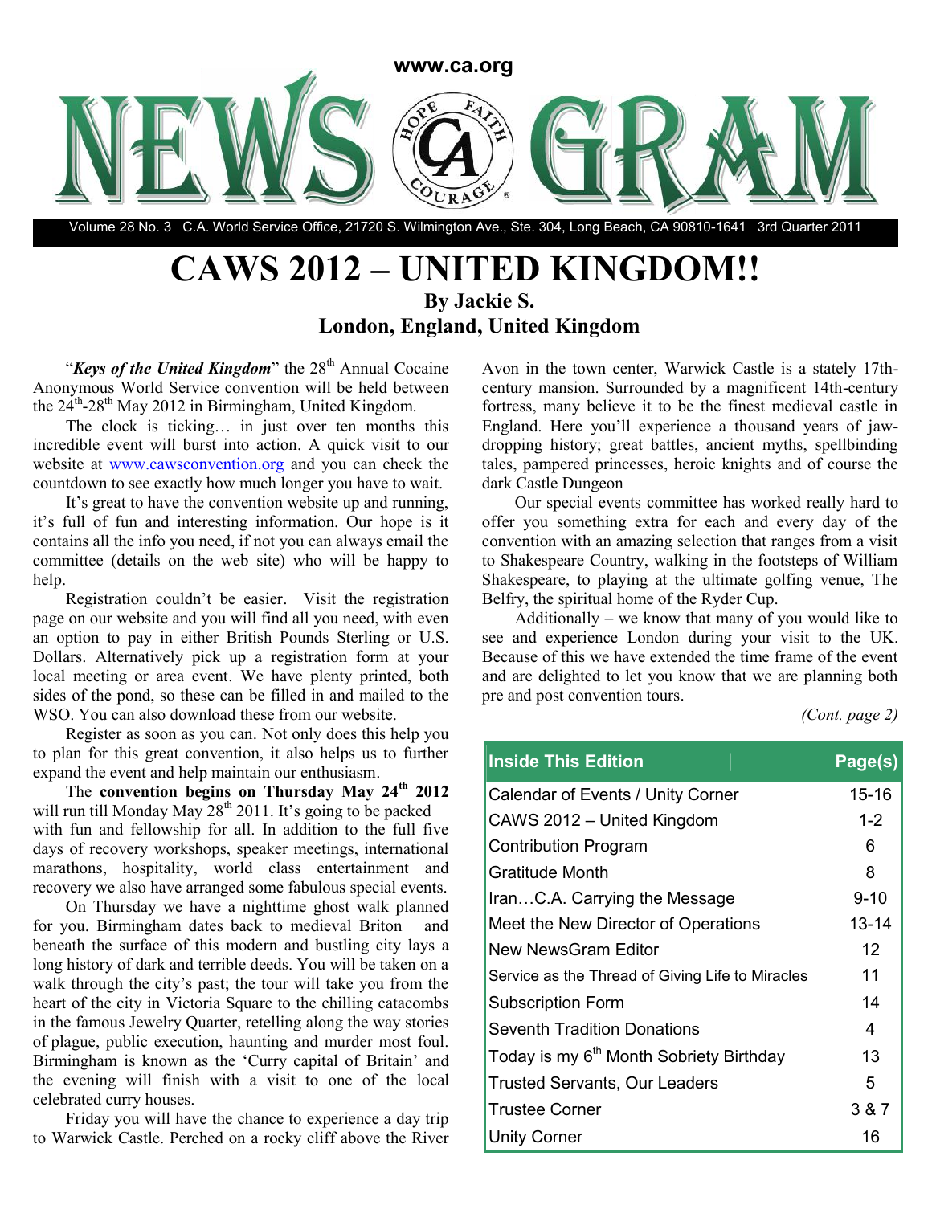www.ca.org

# NEWS GRAM

Volume 28 No. 3 C.A. World Service Office, 21720 S. Wilmington Ave., Ste. 304, Long Beach, CA 90810-1641 3rd Quarter 2011

# CAWS 2012 – UNITED KINGDOM!!

**By Jackie S.**
**London, England, United Kingdom**

"***Keys of the United Kingdom***" the 28th Annual Cocaine Anonymous World Service convention will be held between the 24th-28th May 2012 in Birmingham, United Kingdom.

The clock is ticking… in just over ten months this incredible event will burst into action. A quick visit to our website at www.cawsconvention.org and you can check the countdown to see exactly how much longer you have to wait.

It's great to have the convention website up and running, it's full of fun and interesting information. Our hope is it contains all the info you need, if not you can always email the committee (details on the web site) who will be happy to help.

Registration couldn't be easier. Visit the registration page on our website and you will find all you need, with even an option to pay in either British Pounds Sterling or U.S. Dollars. Alternatively pick up a registration form at your local meeting or area event. We have plenty printed, both sides of the pond, so these can be filled in and mailed to the WSO. You can also download these from our website.

Register as soon as you can. Not only does this help you to plan for this great convention, it also helps us to further expand the event and help maintain our enthusiasm.

The **convention begins on Thursday May 24th 2012** will run till Monday May 28th 2011. It's going to be packed with fun and fellowship for all. In addition to the full five days of recovery workshops, speaker meetings, international marathons, hospitality, world class entertainment and recovery we also have arranged some fabulous special events.

On Thursday we have a nighttime ghost walk planned for you. Birmingham dates back to medieval Briton and beneath the surface of this modern and bustling city lays a long history of dark and terrible deeds. You will be taken on a walk through the city's past; the tour will take you from the heart of the city in Victoria Square to the chilling catacombs in the famous Jewelry Quarter, retelling along the way stories of plague, public execution, haunting and murder most foul. Birmingham is known as the 'Curry capital of Britain' and the evening will finish with a visit to one of the local celebrated curry houses.

Friday you will have the chance to experience a day trip to Warwick Castle. Perched on a rocky cliff above the River Avon in the town center, Warwick Castle is a stately 17th-century mansion. Surrounded by a magnificent 14th-century fortress, many believe it to be the finest medieval castle in England. Here you'll experience a thousand years of jaw-dropping history; great battles, ancient myths, spellbinding tales, pampered princesses, heroic knights and of course the dark Castle Dungeon

Our special events committee has worked really hard to offer you something extra for each and every day of the convention with an amazing selection that ranges from a visit to Shakespeare Country, walking in the footsteps of William Shakespeare, to playing at the ultimate golfing venue, The Belfry, the spiritual home of the Ryder Cup.

Additionally – we know that many of you would like to see and experience London during your visit to the UK. Because of this we have extended the time frame of the event and are delighted to let you know that we are planning both pre and post convention tours.

*(Cont. page 2)*

| Inside This Edition | Page(s) |
|---|---|
| Calendar of Events / Unity Corner | 15-16 |
| CAWS 2012 – United Kingdom | 1-2 |
| Contribution Program | 6 |
| Gratitude Month | 8 |
| Iran…C.A. Carrying the Message | 9-10 |
| Meet the New Director of Operations | 13-14 |
| New NewsGram Editor | 12 |
| Service as the Thread of Giving Life to Miracles | 11 |
| Subscription Form | 14 |
| Seventh Tradition Donations | 4 |
| Today is my 6th Month Sobriety Birthday | 13 |
| Trusted Servants, Our Leaders | 5 |
| Trustee Corner | 3 & 7 |
| Unity Corner | 16 |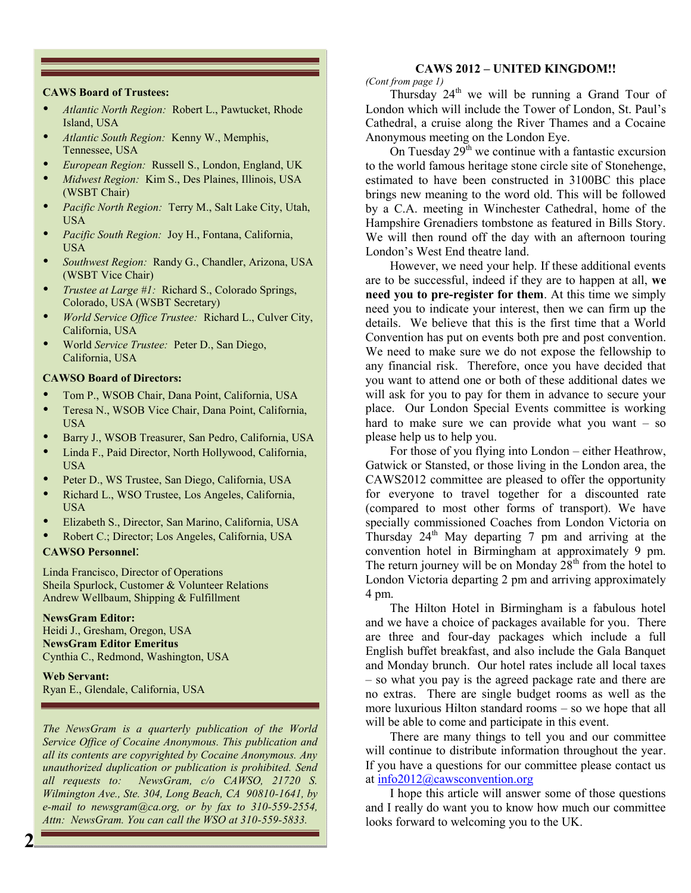**CAWS Board of Trustees:**

- *Atlantic North Region:* Robert L., Pawtucket, Rhode Island, USA
- *Atlantic South Region:* Kenny W., Memphis, Tennessee, USA
- *European Region:* Russell S., London, England, UK
- *Midwest Region:* Kim S., Des Plaines, Illinois, USA (WSBT Chair)
- *Pacific North Region:* Terry M., Salt Lake City, Utah, USA
- *Pacific South Region:* Joy H., Fontana, California, USA
- *Southwest Region:* Randy G., Chandler, Arizona, USA (WSBT Vice Chair)
- *Trustee at Large #1:* Richard S., Colorado Springs, Colorado, USA (WSBT Secretary)
- *World Service Office Trustee:* Richard L., Culver City, California, USA
- World *Service Trustee:* Peter D., San Diego, California, USA

**CAWSO Board of Directors:**

- Tom P., WSOB Chair, Dana Point, California, USA
- Teresa N., WSOB Vice Chair, Dana Point, California, USA
- Barry J., WSOB Treasurer, San Pedro, California, USA
- Linda F., Paid Director, North Hollywood, California, USA
- Peter D., WS Trustee, San Diego, California, USA
- Richard L., WSO Trustee, Los Angeles, California, USA
- Elizabeth S., Director, San Marino, California, USA
- Robert C.; Director; Los Angeles, California, USA

**CAWSO Personnel**:

Linda Francisco, Director of Operations
Sheila Spurlock, Customer & Volunteer Relations
Andrew Wellbaum, Shipping & Fulfillment

**NewsGram Editor:**
Heidi J., Gresham, Oregon, USA
**NewsGram Editor Emeritus**
Cynthia C., Redmond, Washington, USA

**Web Servant:**
Ryan E., Glendale, California, USA

*The NewsGram is a quarterly publication of the World Service Office of Cocaine Anonymous. This publication and all its contents are copyrighted by Cocaine Anonymous. Any unauthorized duplication or publication is prohibited. Send all requests to: NewsGram, c/o CAWSO, 21720 S. Wilmington Ave., Ste. 304, Long Beach, CA 90810-1641, by e-mail to newsgram@ca.org, or by fax to 310-559-2554, Attn: NewsGram. You can call the WSO at 310-559-5833.*

## CAWS 2012 – UNITED KINGDOM!!

*(Cont from page 1)*

Thursday 24th we will be running a Grand Tour of London which will include the Tower of London, St. Paul's Cathedral, a cruise along the River Thames and a Cocaine Anonymous meeting on the London Eye.

On Tuesday 29th we continue with a fantastic excursion to the world famous heritage stone circle site of Stonehenge, estimated to have been constructed in 3100BC this place brings new meaning to the word old. This will be followed by a C.A. meeting in Winchester Cathedral, home of the Hampshire Grenadiers tombstone as featured in Bills Story. We will then round off the day with an afternoon touring London's West End theatre land.

However, we need your help. If these additional events are to be successful, indeed if they are to happen at all, **we need you to pre-register for them**. At this time we simply need you to indicate your interest, then we can firm up the details. We believe that this is the first time that a World Convention has put on events both pre and post convention. We need to make sure we do not expose the fellowship to any financial risk. Therefore, once you have decided that you want to attend one or both of these additional dates we will ask for you to pay for them in advance to secure your place. Our London Special Events committee is working hard to make sure we can provide what you want – so please help us to help you.

For those of you flying into London – either Heathrow, Gatwick or Stansted, or those living in the London area, the CAWS2012 committee are pleased to offer the opportunity for everyone to travel together for a discounted rate (compared to most other forms of transport). We have specially commissioned Coaches from London Victoria on Thursday 24th May departing 7 pm and arriving at the convention hotel in Birmingham at approximately 9 pm. The return journey will be on Monday 28th from the hotel to London Victoria departing 2 pm and arriving approximately 4 pm.

The Hilton Hotel in Birmingham is a fabulous hotel and we have a choice of packages available for you. There are three and four-day packages which include a full English buffet breakfast, and also include the Gala Banquet and Monday brunch. Our hotel rates include all local taxes – so what you pay is the agreed package rate and there are no extras. There are single budget rooms as well as the more luxurious Hilton standard rooms – so we hope that all will be able to come and participate in this event.

There are many things to tell you and our committee will continue to distribute information throughout the year. If you have a questions for our committee please contact us at info2012@cawsconvention.org

I hope this article will answer some of those questions and I really do want you to know how much our committee looks forward to welcoming you to the UK.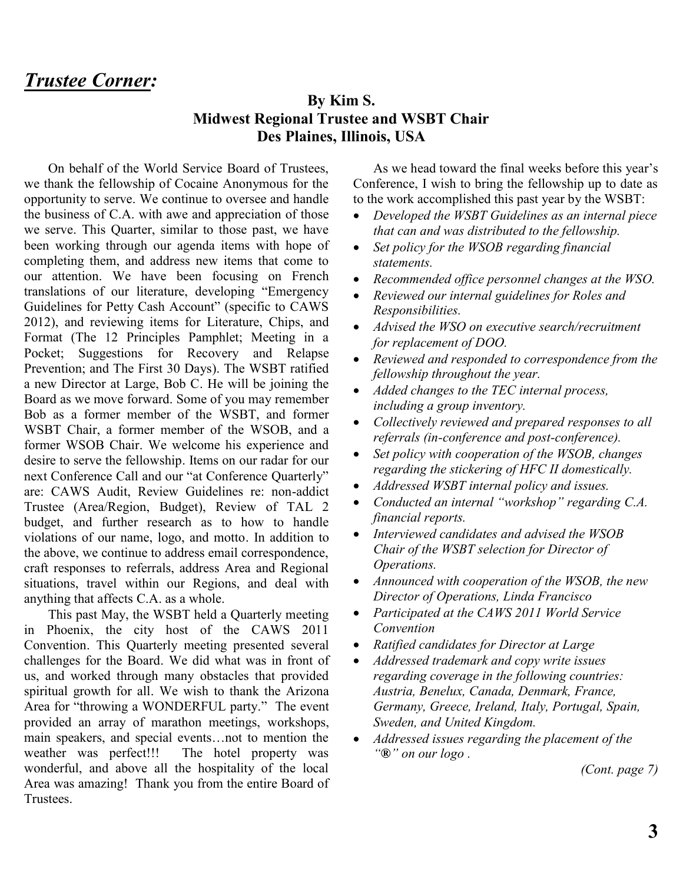## ***Trustee Corner:***

### By Kim S.
### Midwest Regional Trustee and WSBT Chair
### Des Plaines, Illinois, USA

On behalf of the World Service Board of Trustees, we thank the fellowship of Cocaine Anonymous for the opportunity to serve. We continue to oversee and handle the business of C.A. with awe and appreciation of those we serve. This Quarter, similar to those past, we have been working through our agenda items with hope of completing them, and address new items that come to our attention. We have been focusing on French translations of our literature, developing "Emergency Guidelines for Petty Cash Account" (specific to CAWS 2012), and reviewing items for Literature, Chips, and Format (The 12 Principles Pamphlet; Meeting in a Pocket; Suggestions for Recovery and Relapse Prevention; and The First 30 Days). The WSBT ratified a new Director at Large, Bob C. He will be joining the Board as we move forward. Some of you may remember Bob as a former member of the WSBT, and former WSBT Chair, a former member of the WSOB, and a former WSOB Chair. We welcome his experience and desire to serve the fellowship. Items on our radar for our next Conference Call and our "at Conference Quarterly" are: CAWS Audit, Review Guidelines re: non-addict Trustee (Area/Region, Budget), Review of TAL 2 budget, and further research as to how to handle violations of our name, logo, and motto. In addition to the above, we continue to address email correspondence, craft responses to referrals, address Area and Regional situations, travel within our Regions, and deal with anything that affects C.A. as a whole.

This past May, the WSBT held a Quarterly meeting in Phoenix, the city host of the CAWS 2011 Convention. This Quarterly meeting presented several challenges for the Board. We did what was in front of us, and worked through many obstacles that provided spiritual growth for all. We wish to thank the Arizona Area for "throwing a WONDERFUL party." The event provided an array of marathon meetings, workshops, main speakers, and special events…not to mention the weather was perfect!!! The hotel property was wonderful, and above all the hospitality of the local Area was amazing! Thank you from the entire Board of Trustees.

As we head toward the final weeks before this year's Conference, I wish to bring the fellowship up to date as to the work accomplished this past year by the WSBT:

- *Developed the WSBT Guidelines as an internal piece that can and was distributed to the fellowship.*
- *Set policy for the WSOB regarding financial statements.*
- *Recommended office personnel changes at the WSO.*
- *Reviewed our internal guidelines for Roles and Responsibilities.*
- *Advised the WSO on executive search/recruitment for replacement of DOO.*
- *Reviewed and responded to correspondence from the fellowship throughout the year.*
- *Added changes to the TEC internal process, including a group inventory.*
- *Collectively reviewed and prepared responses to all referrals (in-conference and post-conference).*
- *Set policy with cooperation of the WSOB, changes regarding the stickering of HFC II domestically.*
- *Addressed WSBT internal policy and issues.*
- *Conducted an internal "workshop" regarding C.A. financial reports.*
- *Interviewed candidates and advised the WSOB Chair of the WSBT selection for Director of Operations.*
- *Announced with cooperation of the WSOB, the new Director of Operations, Linda Francisco*
- *Participated at the CAWS 2011 World Service Convention*
- *Ratified candidates for Director at Large*
- *Addressed trademark and copy write issues regarding coverage in the following countries: Austria, Benelux, Canada, Denmark, France, Germany, Greece, Ireland, Italy, Portugal, Spain, Sweden, and United Kingdom.*
- *Addressed issues regarding the placement of the "®" on our logo .*

*(Cont. page 7)*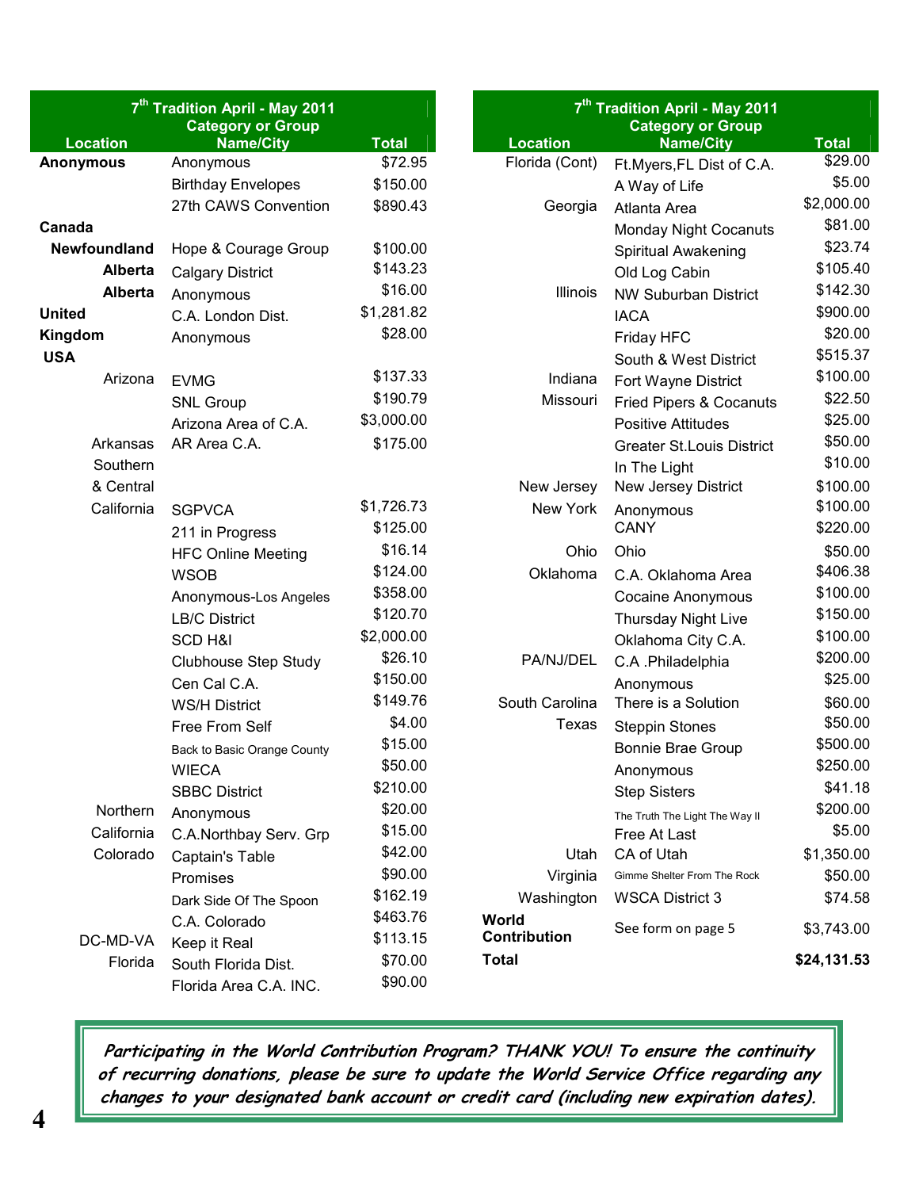| 7th Tradition April - May 2011 | | |
|---|---|---|
| Location | Category or Group Name/City | Total |
| **Anonymous** | Anonymous | $72.95 |
| | Birthday Envelopes | $150.00 |
| | 27th CAWS Convention | $890.43 |
| **Canada** | | |
| **Newfoundland** | Hope & Courage Group | $100.00 |
| **Alberta** | Calgary District | $143.23 |
| **Alberta** | Anonymous | $16.00 |
| **United Kingdom** | C.A. London Dist. | $1,281.82 |
| | Anonymous | $28.00 |
| **USA** | | |
| Arizona | EVMG | $137.33 |
| | SNL Group | $190.79 |
| | Arizona Area of C.A. | $3,000.00 |
| Arkansas | AR Area C.A. | $175.00 |
| Southern & Central California | SGPVCA | $1,726.73 |
| | 211 in Progress | $125.00 |
| | HFC Online Meeting | $16.14 |
| | WSOB | $124.00 |
| | Anonymous-Los Angeles | $358.00 |
| | LB/C District | $120.70 |
| | SCD H&I | $2,000.00 |
| | Clubhouse Step Study | $26.10 |
| | Cen Cal C.A. | $150.00 |
| | WS/H District | $149.76 |
| | Free From Self | $4.00 |
| | Back to Basic Orange County | $15.00 |
| | WIECA | $50.00 |
| | SBBC District | $210.00 |
| Northern California | Anonymous | $20.00 |
| | C.A.Northbay Serv. Grp | $15.00 |
| Colorado | Captain's Table | $42.00 |
| | Promises | $90.00 |
| | Dark Side Of The Spoon | $162.19 |
| | C.A. Colorado | $463.76 |
| DC-MD-VA | Keep it Real | $113.15 |
| Florida | South Florida Dist. | $70.00 |
| | Florida Area C.A. INC. | $90.00 |

| 7th Tradition April - May 2011 | | |
|---|---|---|
| Location | Category or Group Name/City | Total |
| Florida (Cont) | Ft.Myers,FL Dist of C.A. | $29.00 |
| | A Way of Life | $5.00 |
| Georgia | Atlanta Area | $2,000.00 |
| | Monday Night Cocanuts | $81.00 |
| | Spiritual Awakening | $23.74 |
| | Old Log Cabin | $105.40 |
| Illinois | NW Suburban District | $142.30 |
| | IACA | $900.00 |
| | Friday HFC | $20.00 |
| | South & West District | $515.37 |
| Indiana | Fort Wayne District | $100.00 |
| Missouri | Fried Pipers & Cocanuts | $22.50 |
| | Positive Attitudes | $25.00 |
| | Greater St.Louis District | $50.00 |
| | In The Light | $10.00 |
| New Jersey | New Jersey District | $100.00 |
| New York | Anonymous | $100.00 |
| | CANY | $220.00 |
| Ohio | Ohio | $50.00 |
| Oklahoma | C.A. Oklahoma Area | $406.38 |
| | Cocaine Anonymous | $100.00 |
| | Thursday Night Live | $150.00 |
| | Oklahoma City C.A. | $100.00 |
| PA/NJ/DEL | C.A .Philadelphia | $200.00 |
| | Anonymous | $25.00 |
| South Carolina | There is a Solution | $60.00 |
| Texas | Steppin Stones | $50.00 |
| | Bonnie Brae Group | $500.00 |
| | Anonymous | $250.00 |
| | Step Sisters | $41.18 |
| | The Truth The Light The Way II | $200.00 |
| | Free At Last | $5.00 |
| Utah | CA of Utah | $1,350.00 |
| Virginia | Gimme Shelter From The Rock | $50.00 |
| Washington | WSCA District 3 | $74.58 |
| **World Contribution** | See form on page 5 | $3,743.00 |
| **Total** | | **$24,131.53** |

***Participating in the World Contribution Program? THANK YOU! To ensure the continuity of recurring donations, please be sure to update the World Service Office regarding any changes to your designated bank account or credit card (including new expiration dates).***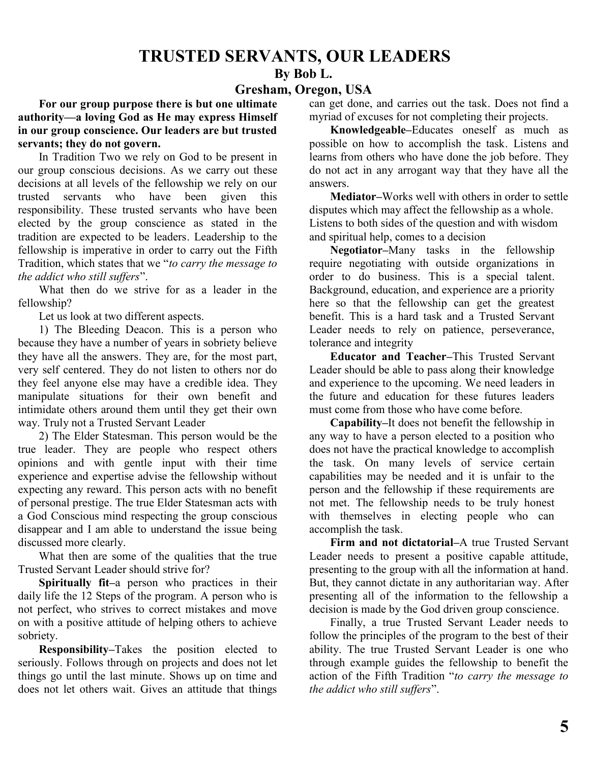# TRUSTED SERVANTS, OUR LEADERS

## By Bob L.

## Gresham, Oregon, USA

**For our group purpose there is but one ultimate authority—a loving God as He may express Himself in our group conscience. Our leaders are but trusted servants; they do not govern.**

In Tradition Two we rely on God to be present in our group conscious decisions. As we carry out these decisions at all levels of the fellowship we rely on our trusted servants who have been given this responsibility. These trusted servants who have been elected by the group conscience as stated in the tradition are expected to be leaders. Leadership to the fellowship is imperative in order to carry out the Fifth Tradition, which states that we "*to carry the message to the addict who still suffers*".

What then do we strive for as a leader in the fellowship?

Let us look at two different aspects.

1) The Bleeding Deacon. This is a person who because they have a number of years in sobriety believe they have all the answers. They are, for the most part, very self centered. They do not listen to others nor do they feel anyone else may have a credible idea. They manipulate situations for their own benefit and intimidate others around them until they get their own way. Truly not a Trusted Servant Leader

2) The Elder Statesman. This person would be the true leader. They are people who respect others opinions and with gentle input with their time experience and expertise advise the fellowship without expecting any reward. This person acts with no benefit of personal prestige. The true Elder Statesman acts with a God Conscious mind respecting the group conscious disappear and I am able to understand the issue being discussed more clearly.

What then are some of the qualities that the true Trusted Servant Leader should strive for?

**Spiritually fit**–a person who practices in their daily life the 12 Steps of the program. A person who is not perfect, who strives to correct mistakes and move on with a positive attitude of helping others to achieve sobriety.

**Responsibility**–Takes the position elected to seriously. Follows through on projects and does not let things go until the last minute. Shows up on time and does not let others wait. Gives an attitude that things can get done, and carries out the task. Does not find a myriad of excuses for not completing their projects.

**Knowledgeable**–Educates oneself as much as possible on how to accomplish the task. Listens and learns from others who have done the job before. They do not act in any arrogant way that they have all the answers.

**Mediator**–Works well with others in order to settle disputes which may affect the fellowship as a whole. Listens to both sides of the question and with wisdom and spiritual help, comes to a decision

**Negotiator**–Many tasks in the fellowship require negotiating with outside organizations in order to do business. This is a special talent. Background, education, and experience are a priority here so that the fellowship can get the greatest benefit. This is a hard task and a Trusted Servant Leader needs to rely on patience, perseverance, tolerance and integrity

**Educator and Teacher**–This Trusted Servant Leader should be able to pass along their knowledge and experience to the upcoming. We need leaders in the future and education for these futures leaders must come from those who have come before.

**Capability**–It does not benefit the fellowship in any way to have a person elected to a position who does not have the practical knowledge to accomplish the task. On many levels of service certain capabilities may be needed and it is unfair to the person and the fellowship if these requirements are not met. The fellowship needs to be truly honest with themselves in electing people who can accomplish the task.

**Firm and not dictatorial**–A true Trusted Servant Leader needs to present a positive capable attitude, presenting to the group with all the information at hand. But, they cannot dictate in any authoritarian way. After presenting all of the information to the fellowship a decision is made by the God driven group conscience.

Finally, a true Trusted Servant Leader needs to follow the principles of the program to the best of their ability. The true Trusted Servant Leader is one who through example guides the fellowship to benefit the action of the Fifth Tradition "*to carry the message to the addict who still suffers*".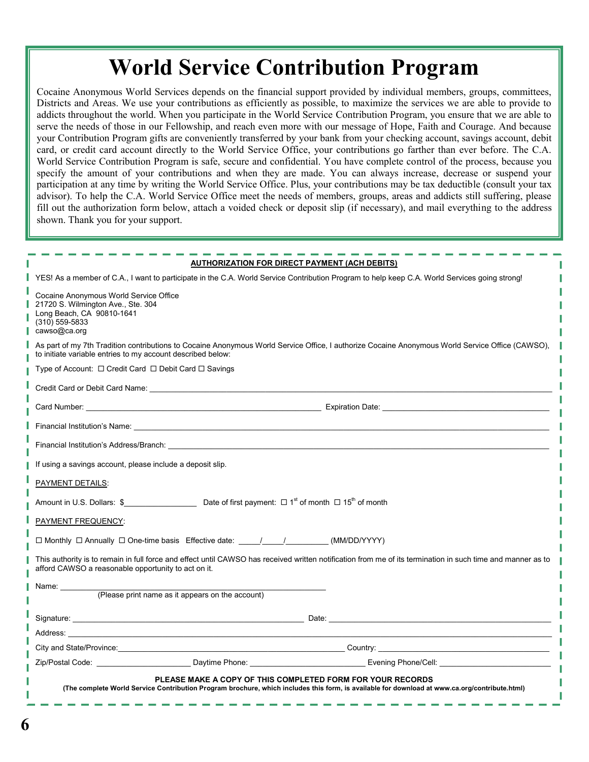# World Service Contribution Program

Cocaine Anonymous World Services depends on the financial support provided by individual members, groups, committees, Districts and Areas. We use your contributions as efficiently as possible, to maximize the services we are able to provide to addicts throughout the world. When you participate in the World Service Contribution Program, you ensure that we are able to serve the needs of those in our Fellowship, and reach even more with our message of Hope, Faith and Courage. And because your Contribution Program gifts are conveniently transferred by your bank from your checking account, savings account, debit card, or credit card account directly to the World Service Office, your contributions go farther than ever before. The C.A. World Service Contribution Program is safe, secure and confidential. You have complete control of the process, because you specify the amount of your contributions and when they are made. You can always increase, decrease or suspend your participation at any time by writing the World Service Office. Plus, your contributions may be tax deductible (consult your tax advisor). To help the C.A. World Service Office meet the needs of members, groups, areas and addicts still suffering, please fill out the authorization form below, attach a voided check or deposit slip (if necessary), and mail everything to the address shown. Thank you for your support.

---

**AUTHORIZATION FOR DIRECT PAYMENT (ACH DEBITS)**

YES! As a member of C.A., I want to participate in the C.A. World Service Contribution Program to help keep C.A. World Services going strong!

Cocaine Anonymous World Service Office
21720 S. Wilmington Ave., Ste. 304
Long Beach, CA 90810-1641
(310) 559-5833
cawso@ca.org

As part of my 7th Tradition contributions to Cocaine Anonymous World Service Office, I authorize Cocaine Anonymous World Service Office (CAWSO), to initiate variable entries to my account described below:

Type of Account: ☐ Credit Card ☐ Debit Card ☐ Savings

Credit Card or Debit Card Name: ______________________________

Card Number: ______________________________ Expiration Date: ______________________________

Financial Institution's Name: ______________________________

Financial Institution's Address/Branch: ______________________________

If using a savings account, please include a deposit slip.

PAYMENT DETAILS:

Amount in U.S. Dollars: $________________ Date of first payment: ☐ 1st of month ☐ 15th of month

PAYMENT FREQUENCY:

☐ Monthly ☐ Annually ☐ One-time basis Effective date: _____/_____/__________ (MM/DD/YYYY)

This authority is to remain in full force and effect until CAWSO has received written notification from me of its termination in such time and manner as to afford CAWSO a reasonable opportunity to act on it.

Name: ______________________________
(Please print name as it appears on the account)

Signature: ______________________________ Date: ______________________________

Address: ______________________________

City and State/Province: ______________________________ Country: ______________________________

Zip/Postal Code: ____________________ Daytime Phone: ____________________ Evening Phone/Cell: ____________________

**PLEASE MAKE A COPY OF THIS COMPLETED FORM FOR YOUR RECORDS**

**(The complete World Service Contribution Program brochure, which includes this form, is available for download at www.ca.org/contribute.html)**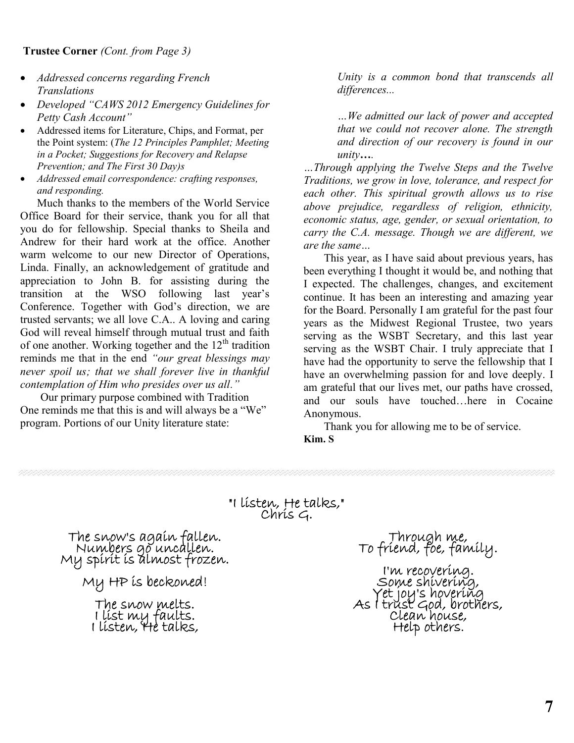**Trustee Corner** *(Cont. from Page 3)*

- *Addressed concerns regarding French Translations*
- *Developed "CAWS 2012 Emergency Guidelines for Petty Cash Account"*
- Addressed items for Literature, Chips, and Format, per the Point system: (*The 12 Principles Pamphlet; Meeting in a Pocket; Suggestions for Recovery and Relapse Prevention; and The First 30 Day)s*
- *Addressed email correspondence: crafting responses, and responding.*

Much thanks to the members of the World Service Office Board for their service, thank you for all that you do for fellowship. Special thanks to Sheila and Andrew for their hard work at the office. Another warm welcome to our new Director of Operations, Linda. Finally, an acknowledgement of gratitude and appreciation to John B. for assisting during the transition at the WSO following last year's Conference. Together with God's direction, we are trusted servants; we all love C.A.. A loving and caring God will reveal himself through mutual trust and faith of one another. Working together and the 12th tradition reminds me that in the end *"our great blessings may never spoil us; that we shall forever live in thankful contemplation of Him who presides over us all."*

Our primary purpose combined with Tradition One reminds me that this is and will always be a "We" program. Portions of our Unity literature state:

> *Unity is a common bond that transcends all differences...*
>
> *…We admitted our lack of power and accepted that we could not recover alone. The strength and direction of our recovery is found in our unity….*

*…Through applying the Twelve Steps and the Twelve Traditions, we grow in love, tolerance, and respect for each other. This spiritual growth allows us to rise above prejudice, regardless of religion, ethnicity, economic status, age, gender, or sexual orientation, to carry the C.A. message. Though we are different, we are the same…*

This year, as I have said about previous years, has been everything I thought it would be, and nothing that I expected. The challenges, changes, and excitement continue. It has been an interesting and amazing year for the Board. Personally I am grateful for the past four years as the Midwest Regional Trustee, two years serving as the WSBT Secretary, and this last year serving as the WSBT Chair. I truly appreciate that I have had the opportunity to serve the fellowship that I have an overwhelming passion for and love deeply. I am grateful that our lives met, our paths have crossed, and our souls have touched…here in Cocaine Anonymous.

Thank you for allowing me to be of service.

**Kim. S**

---

"I listen, He talks,"
Chris G.

The snow's again fallen.
Numbers go uncallen.
My spirit is almost frozen.

My HP is beckoned!

The snow melts.
I list my faults.
I listen, He talks,

Through me,
To friend, foe, family.

I'm recovering.
Some shivering,
Yet joy's hovering
As I trust God, brothers,
Clean house,
Help others.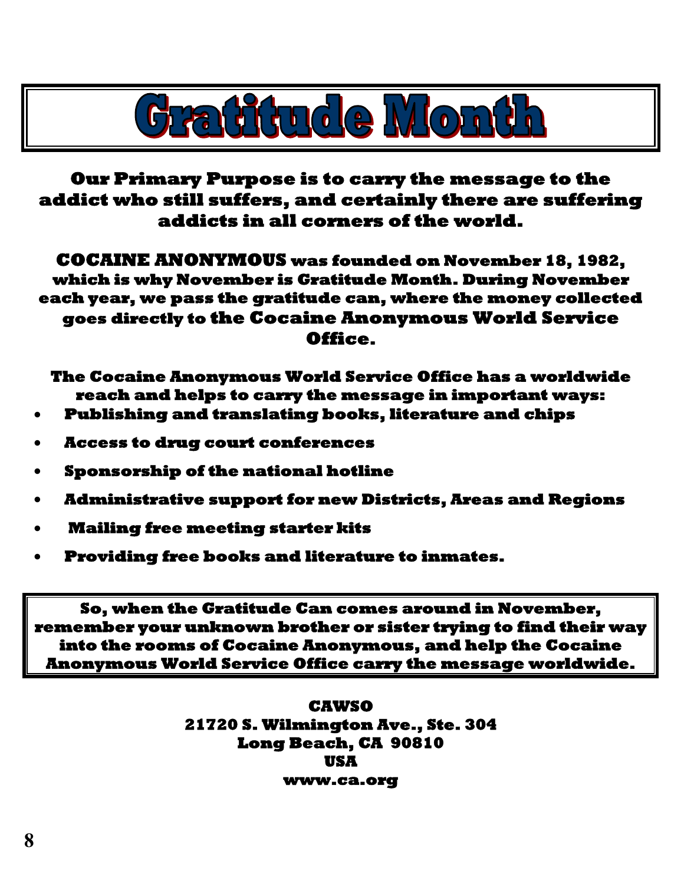# Gratitude Month

**Our Primary Purpose is to carry the message to the addict who still suffers, and certainly there are suffering addicts in all corners of the world.**

**COCAINE ANONYMOUS was founded on November 18, 1982, which is why November is Gratitude Month. During November each year, we pass the gratitude can, where the money collected goes directly to the Cocaine Anonymous World Service Office.**

**The Cocaine Anonymous World Service Office has a worldwide reach and helps to carry the message in important ways:**

- **Publishing and translating books, literature and chips**
- **Access to drug court conferences**
- **Sponsorship of the national hotline**
- **Administrative support for new Districts, Areas and Regions**
- **Mailing free meeting starter kits**
- **Providing free books and literature to inmates.**

**So, when the Gratitude Can comes around in November, remember your unknown brother or sister trying to find their way into the rooms of Cocaine Anonymous, and help the Cocaine Anonymous World Service Office carry the message worldwide.**

**CAWSO**
**21720 S. Wilmington Ave., Ste. 304**
**Long Beach, CA 90810**
**USA**
**www.ca.org**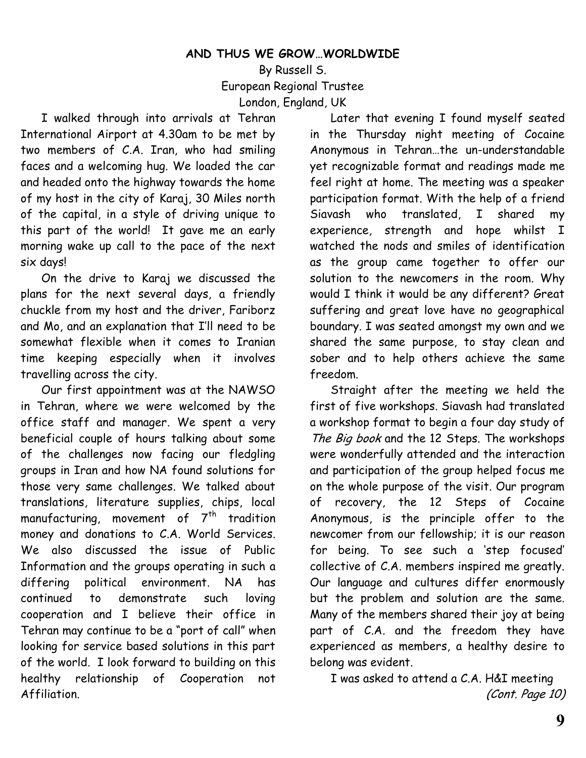## AND THUS WE GROW…WORLDWIDE

By Russell S.
European Regional Trustee
London, England, UK

I walked through into arrivals at Tehran International Airport at 4.30am to be met by two members of C.A. Iran, who had smiling faces and a welcoming hug. We loaded the car and headed onto the highway towards the home of my host in the city of Karaj, 30 Miles north of the capital, in a style of driving unique to this part of the world! It gave me an early morning wake up call to the pace of the next six days!

On the drive to Karaj we discussed the plans for the next several days, a friendly chuckle from my host and the driver, Fariborz and Mo, and an explanation that I'll need to be somewhat flexible when it comes to Iranian time keeping especially when it involves travelling across the city.

Our first appointment was at the NAWSO in Tehran, where we were welcomed by the office staff and manager. We spent a very beneficial couple of hours talking about some of the challenges now facing our fledgling groups in Iran and how NA found solutions for those very same challenges. We talked about translations, literature supplies, chips, local manufacturing, movement of 7th tradition money and donations to C.A. World Services. We also discussed the issue of Public Information and the groups operating in such a differing political environment. NA has continued to demonstrate such loving cooperation and I believe their office in Tehran may continue to be a "port of call" when looking for service based solutions in this part of the world. I look forward to building on this healthy relationship of Cooperation not Affiliation.

Later that evening I found myself seated in the Thursday night meeting of Cocaine Anonymous in Tehran…the un-understandable yet recognizable format and readings made me feel right at home. The meeting was a speaker participation format. With the help of a friend Siavash who translated, I shared my experience, strength and hope whilst I watched the nods and smiles of identification as the group came together to offer our solution to the newcomers in the room. Why would I think it would be any different? Great suffering and great love have no geographical boundary. I was seated amongst my own and we shared the same purpose, to stay clean and sober and to help others achieve the same freedom.

Straight after the meeting we held the first of five workshops. Siavash had translated a workshop format to begin a four day study of *The Big book* and the 12 Steps. The workshops were wonderfully attended and the interaction and participation of the group helped focus me on the whole purpose of the visit. Our program of recovery, the 12 Steps of Cocaine Anonymous, is the principle offer to the newcomer from our fellowship; it is our reason for being. To see such a 'step focused' collective of C.A. members inspired me greatly. Our language and cultures differ enormously but the problem and solution are the same. Many of the members shared their joy at being part of C.A. and the freedom they have experienced as members, a healthy desire to belong was evident.

I was asked to attend a C.A. H&I meeting *(Cont. Page 10)*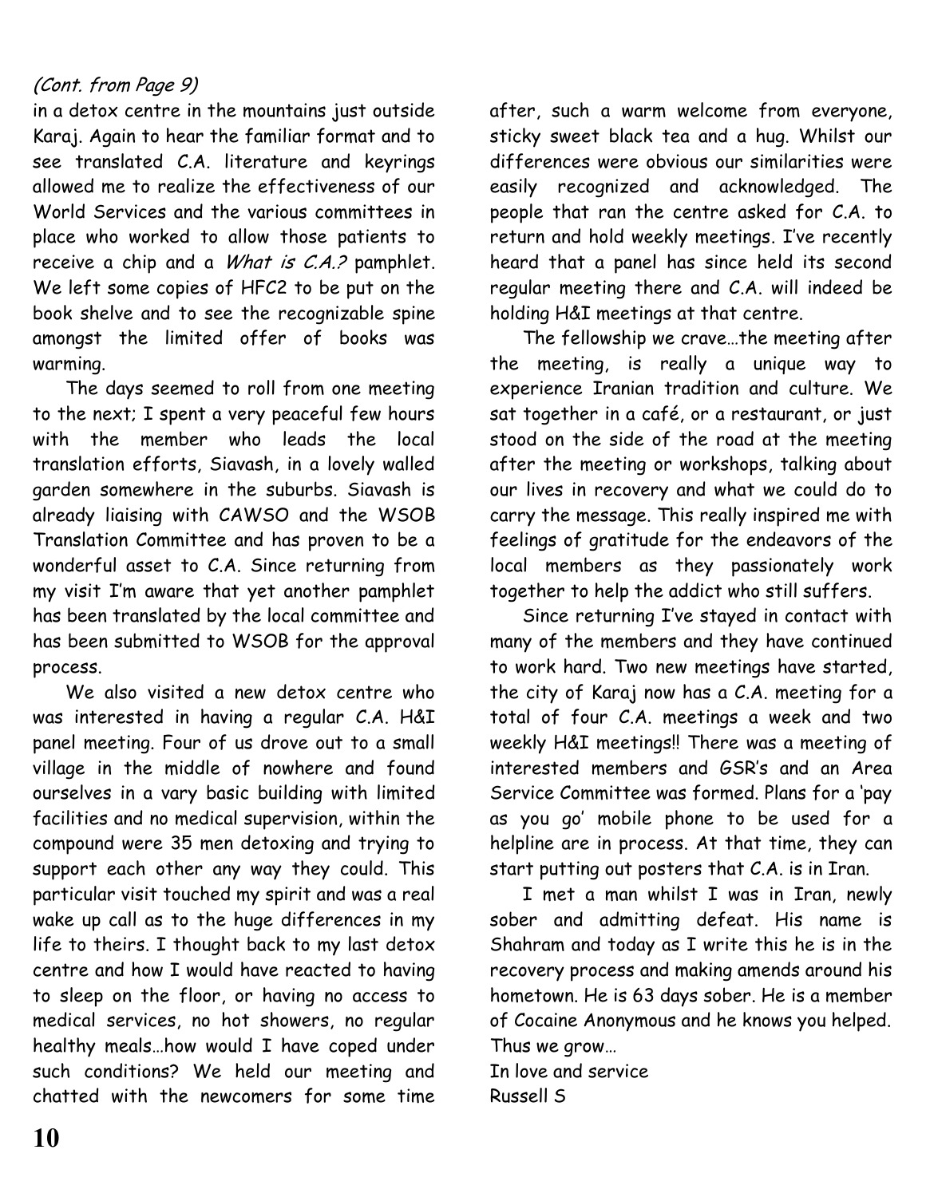*(Cont. from Page 9)*

in a detox centre in the mountains just outside Karaj. Again to hear the familiar format and to see translated C.A. literature and keyrings allowed me to realize the effectiveness of our World Services and the various committees in place who worked to allow those patients to receive a chip and a *What is C.A.?* pamphlet. We left some copies of HFC2 to be put on the book shelve and to see the recognizable spine amongst the limited offer of books was warming.

The days seemed to roll from one meeting to the next; I spent a very peaceful few hours with the member who leads the local translation efforts, Siavash, in a lovely walled garden somewhere in the suburbs. Siavash is already liaising with CAWSO and the WSOB Translation Committee and has proven to be a wonderful asset to C.A. Since returning from my visit I'm aware that yet another pamphlet has been translated by the local committee and has been submitted to WSOB for the approval process.

We also visited a new detox centre who was interested in having a regular C.A. H&I panel meeting. Four of us drove out to a small village in the middle of nowhere and found ourselves in a vary basic building with limited facilities and no medical supervision, within the compound were 35 men detoxing and trying to support each other any way they could. This particular visit touched my spirit and was a real wake up call as to the huge differences in my life to theirs. I thought back to my last detox centre and how I would have reacted to having to sleep on the floor, or having no access to medical services, no hot showers, no regular healthy meals…how would I have coped under such conditions? We held our meeting and chatted with the newcomers for some time after, such a warm welcome from everyone, sticky sweet black tea and a hug. Whilst our differences were obvious our similarities were easily recognized and acknowledged. The people that ran the centre asked for C.A. to return and hold weekly meetings. I've recently heard that a panel has since held its second regular meeting there and C.A. will indeed be holding H&I meetings at that centre.

The fellowship we crave…the meeting after the meeting, is really a unique way to experience Iranian tradition and culture. We sat together in a café, or a restaurant, or just stood on the side of the road at the meeting after the meeting or workshops, talking about our lives in recovery and what we could do to carry the message. This really inspired me with feelings of gratitude for the endeavors of the local members as they passionately work together to help the addict who still suffers.

Since returning I've stayed in contact with many of the members and they have continued to work hard. Two new meetings have started, the city of Karaj now has a C.A. meeting for a total of four C.A. meetings a week and two weekly H&I meetings!! There was a meeting of interested members and GSR's and an Area Service Committee was formed. Plans for a 'pay as you go' mobile phone to be used for a helpline are in process. At that time, they can start putting out posters that C.A. is in Iran.

I met a man whilst I was in Iran, newly sober and admitting defeat. His name is Shahram and today as I write this he is in the recovery process and making amends around his hometown. He is 63 days sober. He is a member of Cocaine Anonymous and he knows you helped. Thus we grow…

In love and service
Russell S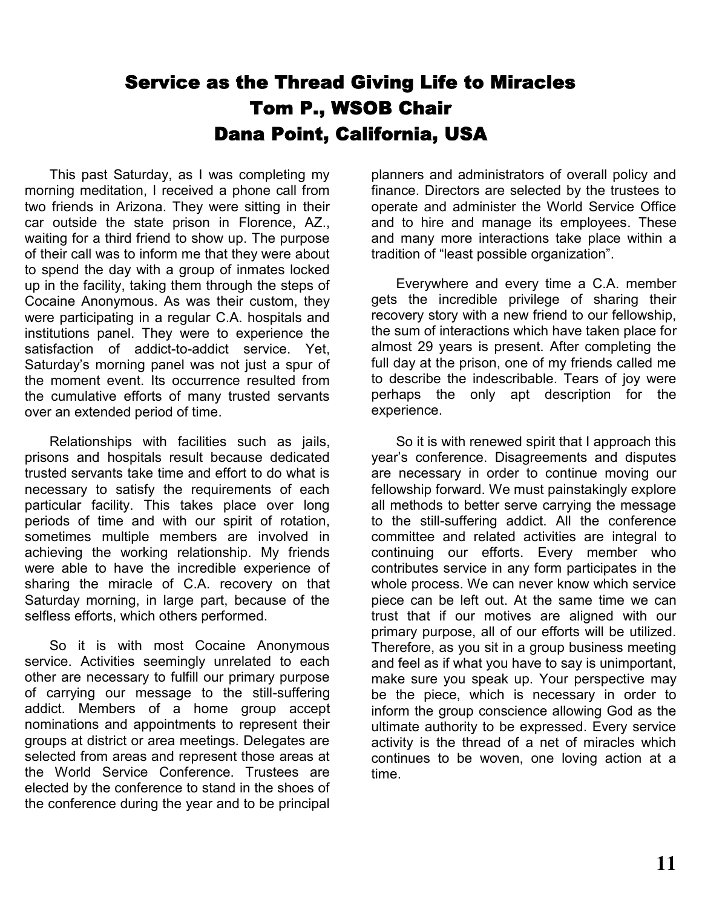# Service as the Thread Giving Life to Miracles
## Tom P., WSOB Chair
## Dana Point, California, USA

This past Saturday, as I was completing my morning meditation, I received a phone call from two friends in Arizona. They were sitting in their car outside the state prison in Florence, AZ., waiting for a third friend to show up. The purpose of their call was to inform me that they were about to spend the day with a group of inmates locked up in the facility, taking them through the steps of Cocaine Anonymous. As was their custom, they were participating in a regular C.A. hospitals and institutions panel. They were to experience the satisfaction of addict-to-addict service. Yet, Saturday's morning panel was not just a spur of the moment event. Its occurrence resulted from the cumulative efforts of many trusted servants over an extended period of time.

Relationships with facilities such as jails, prisons and hospitals result because dedicated trusted servants take time and effort to do what is necessary to satisfy the requirements of each particular facility. This takes place over long periods of time and with our spirit of rotation, sometimes multiple members are involved in achieving the working relationship. My friends were able to have the incredible experience of sharing the miracle of C.A. recovery on that Saturday morning, in large part, because of the selfless efforts, which others performed.

So it is with most Cocaine Anonymous service. Activities seemingly unrelated to each other are necessary to fulfill our primary purpose of carrying our message to the still-suffering addict. Members of a home group accept nominations and appointments to represent their groups at district or area meetings. Delegates are selected from areas and represent those areas at the World Service Conference. Trustees are elected by the conference to stand in the shoes of the conference during the year and to be principal planners and administrators of overall policy and finance. Directors are selected by the trustees to operate and administer the World Service Office and to hire and manage its employees. These and many more interactions take place within a tradition of "least possible organization".

Everywhere and every time a C.A. member gets the incredible privilege of sharing their recovery story with a new friend to our fellowship, the sum of interactions which have taken place for almost 29 years is present. After completing the full day at the prison, one of my friends called me to describe the indescribable. Tears of joy were perhaps the only apt description for the experience.

So it is with renewed spirit that I approach this year's conference. Disagreements and disputes are necessary in order to continue moving our fellowship forward. We must painstakingly explore all methods to better serve carrying the message to the still-suffering addict. All the conference committee and related activities are integral to continuing our efforts. Every member who contributes service in any form participates in the whole process. We can never know which service piece can be left out. At the same time we can trust that if our motives are aligned with our primary purpose, all of our efforts will be utilized. Therefore, as you sit in a group business meeting and feel as if what you have to say is unimportant, make sure you speak up. Your perspective may be the piece, which is necessary in order to inform the group conscience allowing God as the ultimate authority to be expressed. Every service activity is the thread of a net of miracles which continues to be woven, one loving action at a time.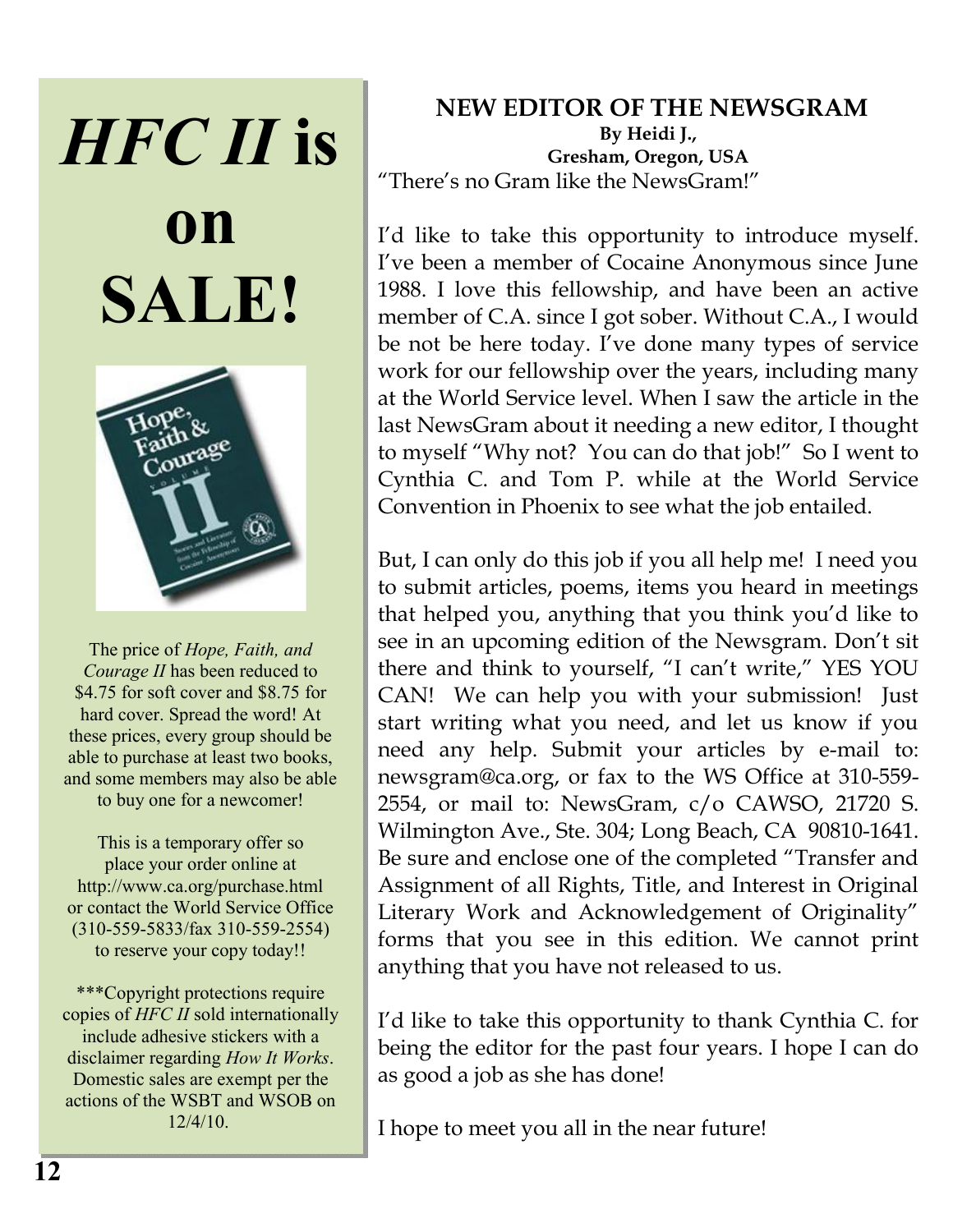# *HFC II* is on SALE!

The price of *Hope, Faith, and Courage II* has been reduced to $4.75 for soft cover and $8.75 for hard cover. Spread the word! At these prices, every group should be able to purchase at least two books, and some members may also be able to buy one for a newcomer!

This is a temporary offer so place your order online at http://www.ca.org/purchase.html or contact the World Service Office (310-559-5833/fax 310-559-2554) to reserve your copy today!!

***Copyright protections require copies of *HFC II* sold internationally include adhesive stickers with a disclaimer regarding *How It Works*. Domestic sales are exempt per the actions of the WSBT and WSOB on 12/4/10.

## NEW EDITOR OF THE NEWSGRAM

**By Heidi J.,**
**Gresham, Oregon, USA**

"There's no Gram like the NewsGram!"

I'd like to take this opportunity to introduce myself. I've been a member of Cocaine Anonymous since June 1988. I love this fellowship, and have been an active member of C.A. since I got sober. Without C.A., I would be not be here today. I've done many types of service work for our fellowship over the years, including many at the World Service level. When I saw the article in the last NewsGram about it needing a new editor, I thought to myself "Why not? You can do that job!" So I went to Cynthia C. and Tom P. while at the World Service Convention in Phoenix to see what the job entailed.

But, I can only do this job if you all help me! I need you to submit articles, poems, items you heard in meetings that helped you, anything that you think you'd like to see in an upcoming edition of the Newsgram. Don't sit there and think to yourself, "I can't write," YES YOU CAN! We can help you with your submission! Just start writing what you need, and let us know if you need any help. Submit your articles by e-mail to: newsgram@ca.org, or fax to the WS Office at 310-559-2554, or mail to: NewsGram, c/o CAWSO, 21720 S. Wilmington Ave., Ste. 304; Long Beach, CA 90810-1641. Be sure and enclose one of the completed "Transfer and Assignment of all Rights, Title, and Interest in Original Literary Work and Acknowledgement of Originality" forms that you see in this edition. We cannot print anything that you have not released to us.

I'd like to take this opportunity to thank Cynthia C. for being the editor for the past four years. I hope I can do as good a job as she has done!

I hope to meet you all in the near future!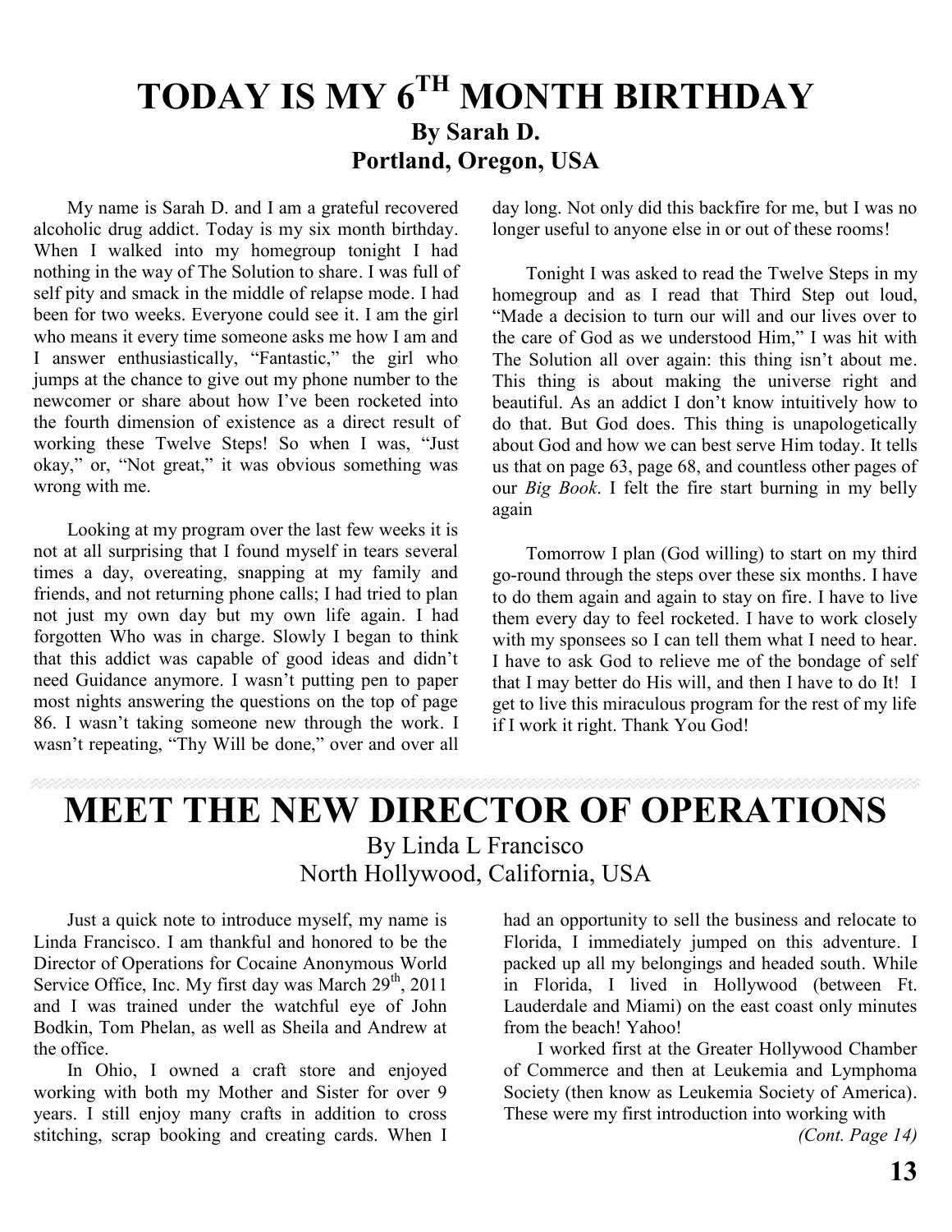# TODAY IS MY 6TH MONTH BIRTHDAY

**By Sarah D.**
**Portland, Oregon, USA**

My name is Sarah D. and I am a grateful recovered alcoholic drug addict. Today is my six month birthday. When I walked into my homegroup tonight I had nothing in the way of The Solution to share. I was full of self pity and smack in the middle of relapse mode. I had been for two weeks. Everyone could see it. I am the girl who means it every time someone asks me how I am and I answer enthusiastically, "Fantastic," the girl who jumps at the chance to give out my phone number to the newcomer or share about how I've been rocketed into the fourth dimension of existence as a direct result of working these Twelve Steps! So when I was, "Just okay," or, "Not great," it was obvious something was wrong with me.

Looking at my program over the last few weeks it is not at all surprising that I found myself in tears several times a day, overeating, snapping at my family and friends, and not returning phone calls; I had tried to plan not just my own day but my own life again. I had forgotten Who was in charge. Slowly I began to think that this addict was capable of good ideas and didn't need Guidance anymore. I wasn't putting pen to paper most nights answering the questions on the top of page 86. I wasn't taking someone new through the work. I wasn't repeating, "Thy Will be done," over and over all day long. Not only did this backfire for me, but I was no longer useful to anyone else in or out of these rooms!

Tonight I was asked to read the Twelve Steps in my homegroup and as I read that Third Step out loud, "Made a decision to turn our will and our lives over to the care of God as we understood Him," I was hit with The Solution all over again: this thing isn't about me. This thing is about making the universe right and beautiful. As an addict I don't know intuitively how to do that. But God does. This thing is unapologetically about God and how we can best serve Him today. It tells us that on page 63, page 68, and countless other pages of our *Big Book*. I felt the fire start burning in my belly again

Tomorrow I plan (God willing) to start on my third go-round through the steps over these six months. I have to do them again and again to stay on fire. I have to live them every day to feel rocketed. I have to work closely with my sponsees so I can tell them what I need to hear. I have to ask God to relieve me of the bondage of self that I may better do His will, and then I have to do It! I get to live this miraculous program for the rest of my life if I work it right. Thank You God!

# MEET THE NEW DIRECTOR OF OPERATIONS

By Linda L Francisco
North Hollywood, California, USA

Just a quick note to introduce myself, my name is Linda Francisco. I am thankful and honored to be the Director of Operations for Cocaine Anonymous World Service Office, Inc. My first day was March 29th, 2011 and I was trained under the watchful eye of John Bodkin, Tom Phelan, as well as Sheila and Andrew at the office.

In Ohio, I owned a craft store and enjoyed working with both my Mother and Sister for over 9 years. I still enjoy many crafts in addition to cross stitching, scrap booking and creating cards. When I had an opportunity to sell the business and relocate to Florida, I immediately jumped on this adventure. I packed up all my belongings and headed south. While in Florida, I lived in Hollywood (between Ft. Lauderdale and Miami) on the east coast only minutes from the beach! Yahoo!

I worked first at the Greater Hollywood Chamber of Commerce and then at Leukemia and Lymphoma Society (then know as Leukemia Society of America). These were my first introduction into working with

*(Cont. Page 14)*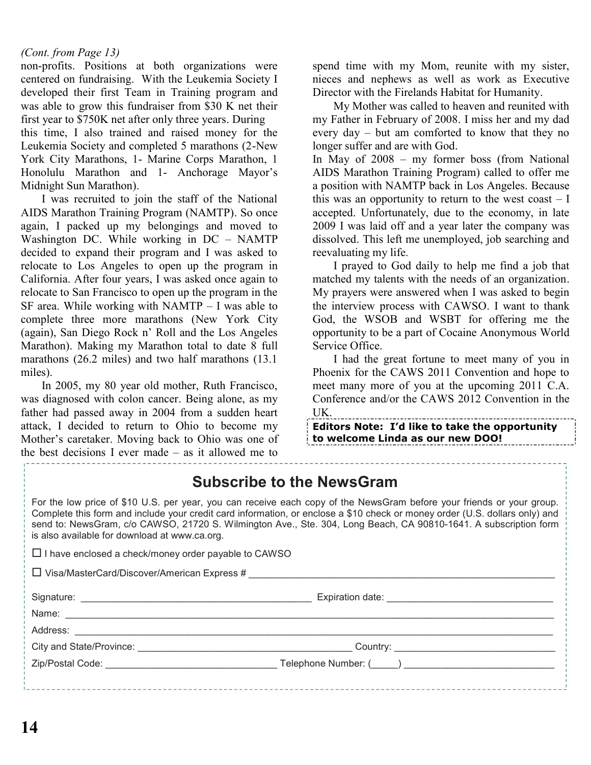*(Cont. from Page 13)*

non-profits. Positions at both organizations were centered on fundraising. With the Leukemia Society I developed their first Team in Training program and was able to grow this fundraiser from $30 K net their first year to $750K net after only three years. During this time, I also trained and raised money for the Leukemia Society and completed 5 marathons (2-New York City Marathons, 1- Marine Corps Marathon, 1 Honolulu Marathon and 1- Anchorage Mayor's Midnight Sun Marathon).

I was recruited to join the staff of the National AIDS Marathon Training Program (NAMTP). So once again, I packed up my belongings and moved to Washington DC. While working in DC – NAMTP decided to expand their program and I was asked to relocate to Los Angeles to open up the program in California. After four years, I was asked once again to relocate to San Francisco to open up the program in the SF area. While working with NAMTP – I was able to complete three more marathons (New York City (again), San Diego Rock n' Roll and the Los Angeles Marathon). Making my Marathon total to date 8 full marathons (26.2 miles) and two half marathons (13.1 miles).

In 2005, my 80 year old mother, Ruth Francisco, was diagnosed with colon cancer. Being alone, as my father had passed away in 2004 from a sudden heart attack, I decided to return to Ohio to become my Mother's caretaker. Moving back to Ohio was one of the best decisions I ever made – as it allowed me to spend time with my Mom, reunite with my sister, nieces and nephews as well as work as Executive Director with the Firelands Habitat for Humanity.

My Mother was called to heaven and reunited with my Father in February of 2008. I miss her and my dad every day – but am comforted to know that they no longer suffer and are with God.

In May of 2008 – my former boss (from National AIDS Marathon Training Program) called to offer me a position with NAMTP back in Los Angeles. Because this was an opportunity to return to the west coast – I accepted. Unfortunately, due to the economy, in late 2009 I was laid off and a year later the company was dissolved. This left me unemployed, job searching and reevaluating my life.

I prayed to God daily to help me find a job that matched my talents with the needs of an organization. My prayers were answered when I was asked to begin the interview process with CAWSO. I want to thank God, the WSOB and WSBT for offering me the opportunity to be a part of Cocaine Anonymous World Service Office.

I had the great fortune to meet many of you in Phoenix for the CAWS 2011 Convention and hope to meet many more of you at the upcoming 2011 C.A. Conference and/or the CAWS 2012 Convention in the UK.

**Editors Note: I'd like to take the opportunity to welcome Linda as our new DOO!**

## Subscribe to the NewsGram

For the low price of $10 U.S. per year, you can receive each copy of the NewsGram before your friends or your group. Complete this form and include your credit card information, or enclose a $10 check or money order (U.S. dollars only) and send to: NewsGram, c/o CAWSO, 21720 S. Wilmington Ave., Ste. 304, Long Beach, CA 90810-1641. A subscription form is also available for download at www.ca.org.

☐ I have enclosed a check/money order payable to CAWSO

☐ Visa/MasterCard/Discover/American Express # ______________________________

Signature: ______________________________ Expiration date: ______________________

Name: ______________________________________________________________

Address: ____________________________________________________________

City and State/Province: ___________________________ Country: ______________________

Zip/Postal Code: ______________________ Telephone Number: (_____) ____________________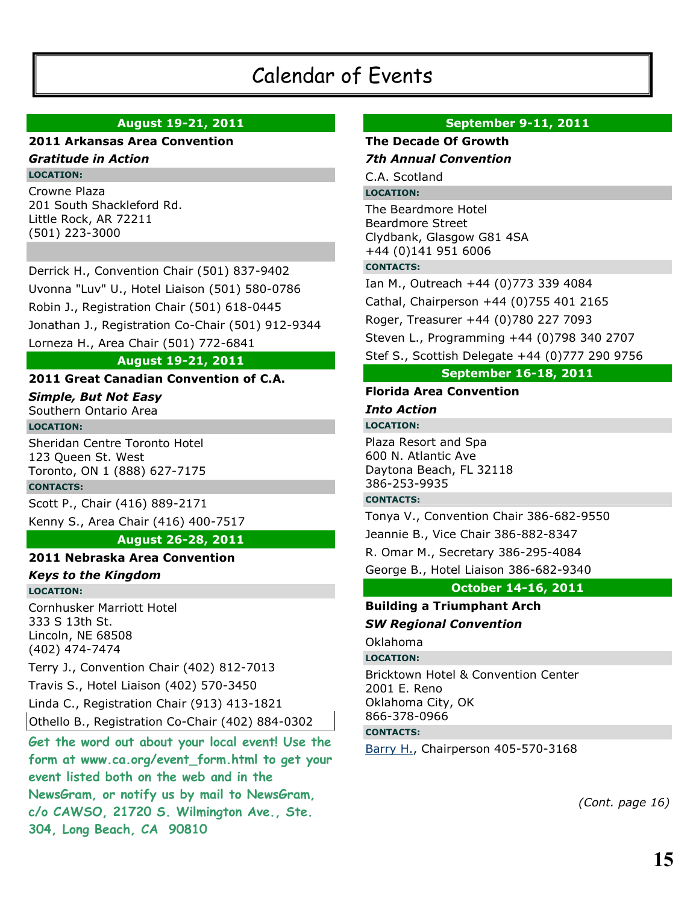# Calendar of Events

## August 19-21, 2011

**2011 Arkansas Area Convention**

***Gratitude in Action***

**LOCATION:**

Crowne Plaza
201 South Shackleford Rd.
Little Rock, AR 72211
(501) 223-3000

Derrick H., Convention Chair (501) 837-9402

Uvonna "Luv" U., Hotel Liaison (501) 580-0786

Robin J., Registration Chair (501) 618-0445

Jonathan J., Registration Co-Chair (501) 912-9344

Lorneza H., Area Chair (501) 772-6841

## August 19-21, 2011

**2011 Great Canadian Convention of C.A.**

***Simple, But Not Easy***

Southern Ontario Area

**LOCATION:**

Sheridan Centre Toronto Hotel
123 Queen St. West
Toronto, ON 1 (888) 627-7175

**CONTACTS:**

Scott P., Chair (416) 889-2171

Kenny S., Area Chair (416) 400-7517

## August 26-28, 2011

**2011 Nebraska Area Convention**

***Keys to the Kingdom***

**LOCATION:**

Cornhusker Marriott Hotel
333 S 13th St.
Lincoln, NE 68508
(402) 474-7474

Terry J., Convention Chair (402) 812-7013

Travis S., Hotel Liaison (402) 570-3450

Linda C., Registration Chair (913) 413-1821

Othello B., Registration Co-Chair (402) 884-0302

**Get the word out about your local event! Use the form at www.ca.org/event_form.html to get your event listed both on the web and in the NewsGram, or notify us by mail to NewsGram, c/o CAWSO, 21720 S. Wilmington Ave., Ste. 304, Long Beach, CA 90810**

## September 9-11, 2011

**The Decade Of Growth**

***7th Annual Convention***

C.A. Scotland

**LOCATION:**

The Beardmore Hotel
Beardmore Street
Clydbank, Glasgow G81 4SA
+44 (0)141 951 6006

**CONTACTS:**

Ian M., Outreach +44 (0)773 339 4084

Cathal, Chairperson +44 (0)755 401 2165

Roger, Treasurer +44 (0)780 227 7093

Steven L., Programming +44 (0)798 340 2707

Stef S., Scottish Delegate +44 (0)777 290 9756

## September 16-18, 2011

**Florida Area Convention**

***Into Action***

**LOCATION:**

Plaza Resort and Spa
600 N. Atlantic Ave
Daytona Beach, FL 32118
386-253-9935

**CONTACTS:**

Tonya V., Convention Chair 386-682-9550

Jeannie B., Vice Chair 386-882-8347

R. Omar M., Secretary 386-295-4084

George B., Hotel Liaison 386-682-9340

## October 14-16, 2011

**Building a Triumphant Arch**

***SW Regional Convention***

Oklahoma

**LOCATION:**

Bricktown Hotel & Convention Center
2001 E. Reno
Oklahoma City, OK
866-378-0966

**CONTACTS:**

Barry H., Chairperson 405-570-3168

*(Cont. page 16)*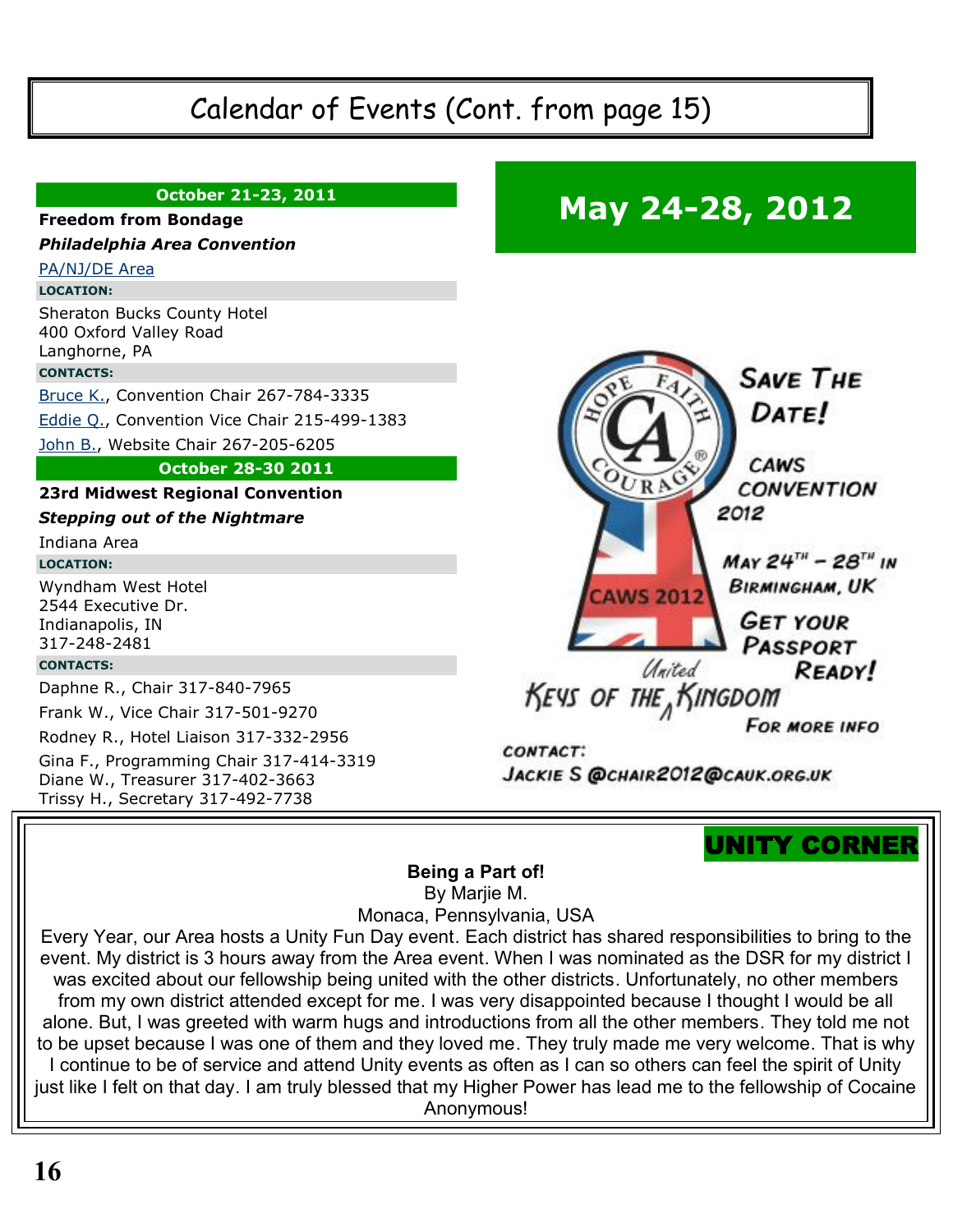# Calendar of Events (Cont. from page 15)

**October 21-23, 2011**

**Freedom from Bondage**

***Philadelphia Area Convention***

PA/NJ/DE Area

**LOCATION:**

Sheraton Bucks County Hotel
400 Oxford Valley Road
Langhorne, PA

**CONTACTS:**

Bruce K., Convention Chair 267-784-3335

Eddie Q., Convention Vice Chair 215-499-1383

John B., Website Chair 267-205-6205

**October 28-30 2011**

**23rd Midwest Regional Convention**

***Stepping out of the Nightmare***

Indiana Area

**LOCATION:**

Wyndham West Hotel
2544 Executive Dr.
Indianapolis, IN
317-248-2481

**CONTACTS:**

Daphne R., Chair 317-840-7965

Frank W., Vice Chair 317-501-9270

Rodney R., Hotel Liaison 317-332-2956

Gina F., Programming Chair 317-414-3319
Diane W., Treasurer 317-402-3663
Trissy H., Secretary 317-492-7738

## May 24-28, 2012

HOPE FAITH CA COURAGE®

CAWS 2012

SAVE THE DATE!

CAWS CONVENTION 2012

MAY 24TH – 28TH IN BIRMINGHAM, UK

GET YOUR PASSPORT READY!

KEYS OF THE United KINGDOM

FOR MORE INFO

CONTACT:
JACKIE S @CHAIR2012@CAUK.ORG.UK

## UNITY CORNER

**Being a Part of!**

By Marjie M.

Monaca, Pennsylvania, USA

Every Year, our Area hosts a Unity Fun Day event. Each district has shared responsibilities to bring to the event. My district is 3 hours away from the Area event. When I was nominated as the DSR for my district I was excited about our fellowship being united with the other districts. Unfortunately, no other members from my own district attended except for me. I was very disappointed because I thought I would be all alone. But, I was greeted with warm hugs and introductions from all the other members. They told me not to be upset because I was one of them and they loved me. They truly made me very welcome. That is why I continue to be of service and attend Unity events as often as I can so others can feel the spirit of Unity just like I felt on that day. I am truly blessed that my Higher Power has lead me to the fellowship of Cocaine Anonymous!